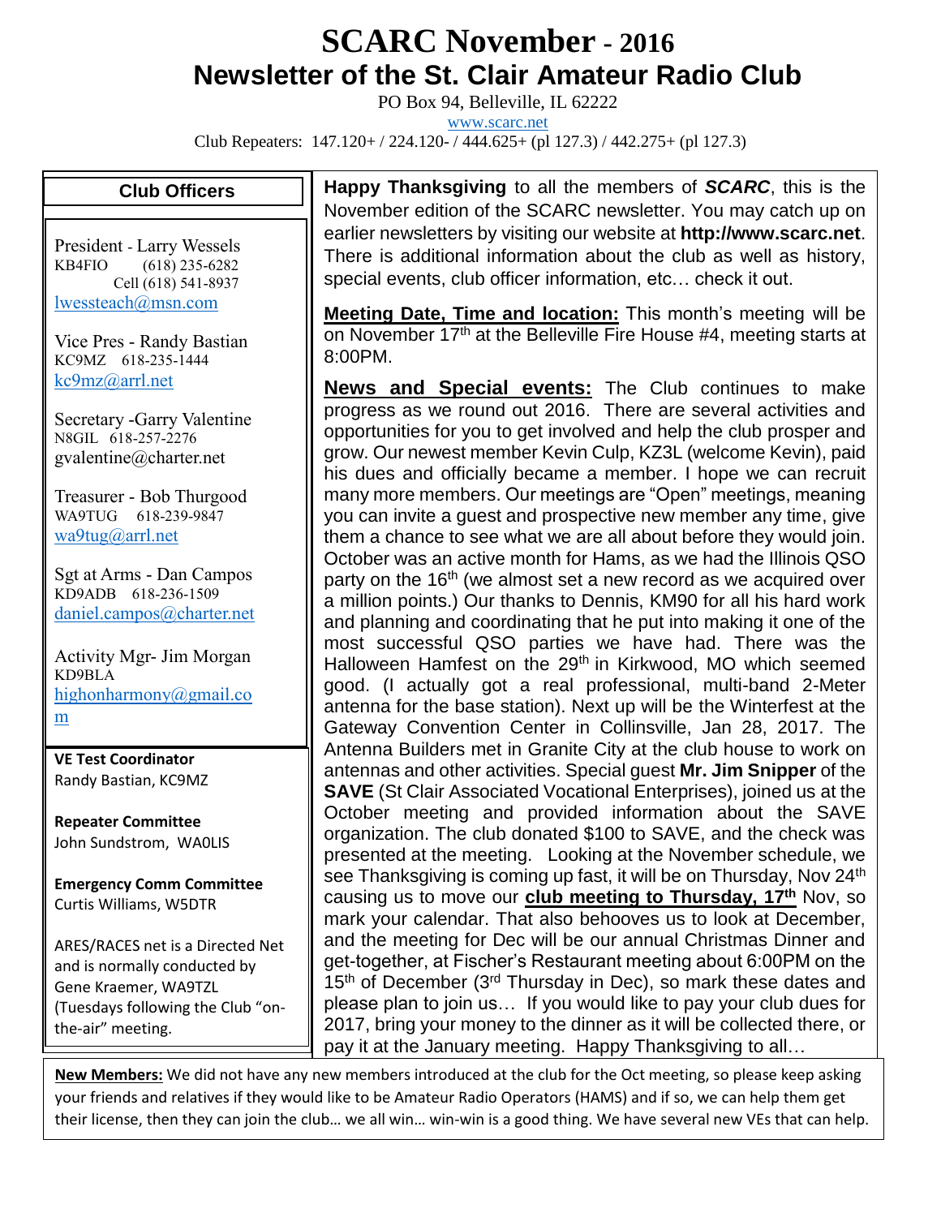# SCARC November - 2016

## Newsletter of the St. Clair Amateur Radio Club

PO Box 94, Belleville, IL 62222

www.scarc.net

Club Repeaters: 147.120+ / 224.120- / 444.625+ (pl 127.3) / 442.275+ (pl 127.3)

### Club Officers

President - Larry Wessels
KB4FIO (618) 235-6282
Cell (618) 541-8937
lwessteach@msn.com

Vice Pres - Randy Bastian
KC9MZ 618-235-1444
kc9mz@arrl.net

Secretary -Garry Valentine
N8GIL 618-257-2276
gvalentine@charter.net

Treasurer - Bob Thurgood
WA9TUG 618-239-9847
wa9tug@arrl.net

Sgt at Arms - Dan Campos
KD9ADB 618-236-1509
daniel.campos@charter.net

Activity Mgr- Jim Morgan
KD9BLA
highonharmony@gmail.com

**VE Test Coordinator**
Randy Bastian, KC9MZ

**Repeater Committee**
John Sundstrom, WA0LIS

**Emergency Comm Committee**
Curtis Williams, W5DTR

ARES/RACES net is a Directed Net and is normally conducted by Gene Kraemer, WA9TZL (Tuesdays following the Club "on-the-air" meeting.

**Happy Thanksgiving** to all the members of ***SCARC***, this is the November edition of the SCARC newsletter. You may catch up on earlier newsletters by visiting our website at **http://www.scarc.net**. There is additional information about the club as well as history, special events, club officer information, etc… check it out.

**Meeting Date, Time and location:** This month's meeting will be on November 17th at the Belleville Fire House #4, meeting starts at 8:00PM.

**News and Special events:** The Club continues to make progress as we round out 2016. There are several activities and opportunities for you to get involved and help the club prosper and grow. Our newest member Kevin Culp, KZ3L (welcome Kevin), paid his dues and officially became a member. I hope we can recruit many more members. Our meetings are "Open" meetings, meaning you can invite a guest and prospective new member any time, give them a chance to see what we are all about before they would join. October was an active month for Hams, as we had the Illinois QSO party on the 16th (we almost set a new record as we acquired over a million points.) Our thanks to Dennis, KM90 for all his hard work and planning and coordinating that he put into making it one of the most successful QSO parties we have had. There was the Halloween Hamfest on the 29th in Kirkwood, MO which seemed good. (I actually got a real professional, multi-band 2-Meter antenna for the base station). Next up will be the Winterfest at the Gateway Convention Center in Collinsville, Jan 28, 2017. The Antenna Builders met in Granite City at the club house to work on antennas and other activities. Special guest **Mr. Jim Snipper** of the **SAVE** (St Clair Associated Vocational Enterprises), joined us at the October meeting and provided information about the SAVE organization. The club donated $100 to SAVE, and the check was presented at the meeting. Looking at the November schedule, we see Thanksgiving is coming up fast, it will be on Thursday, Nov 24th causing us to move our **club meeting to Thursday, 17th** Nov, so mark your calendar. That also behooves us to look at December, and the meeting for Dec will be our annual Christmas Dinner and get-together, at Fischer's Restaurant meeting about 6:00PM on the 15th of December (3rd Thursday in Dec), so mark these dates and please plan to join us… If you would like to pay your club dues for 2017, bring your money to the dinner as it will be collected there, or pay it at the January meeting. Happy Thanksgiving to all…

**New Members:** We did not have any new members introduced at the club for the Oct meeting, so please keep asking your friends and relatives if they would like to be Amateur Radio Operators (HAMS) and if so, we can help them get their license, then they can join the club… we all win… win-win is a good thing. We have several new VEs that can help.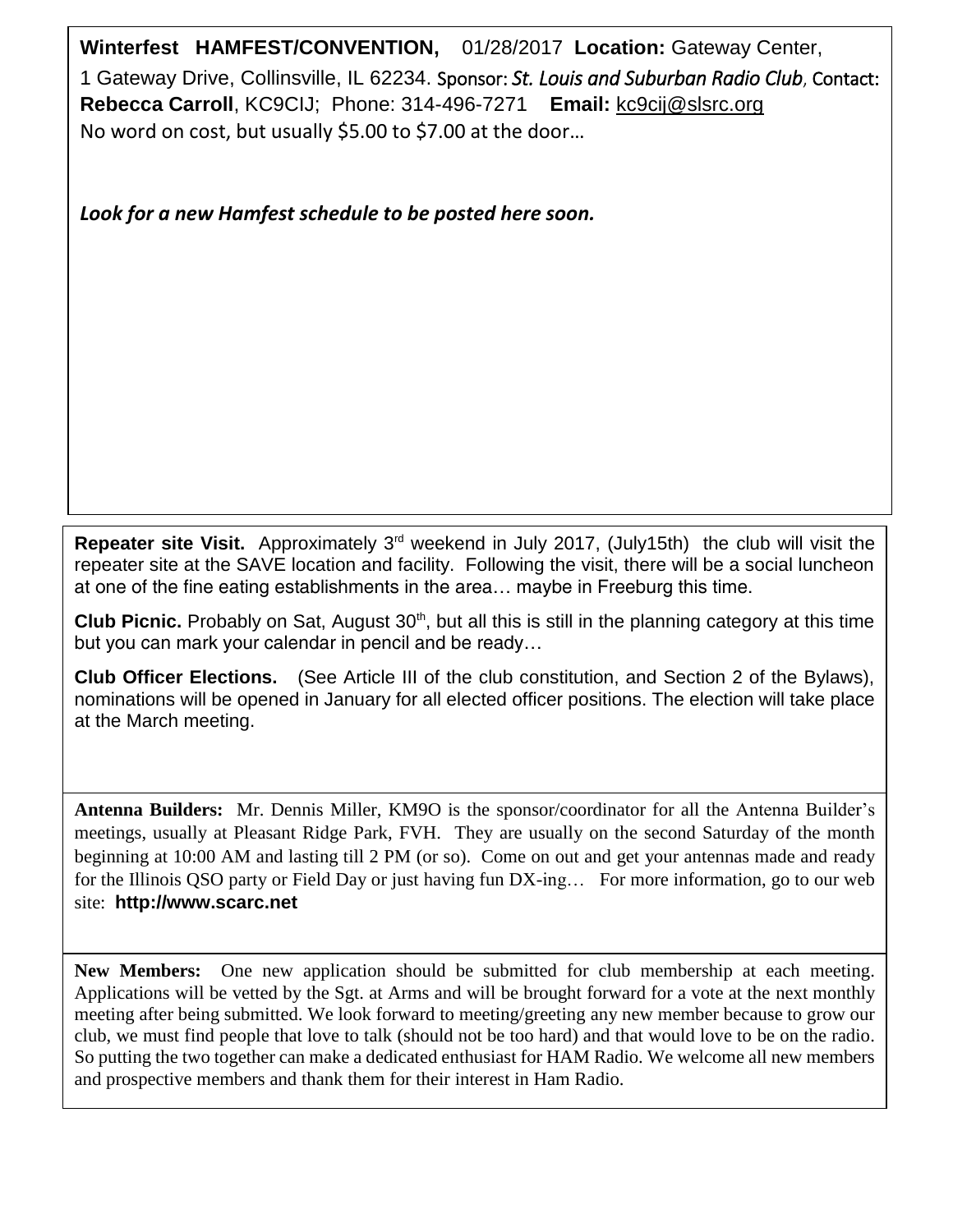**Winterfest HAMFEST/CONVENTION,** 01/28/2017 **Location:** Gateway Center, 1 Gateway Drive, Collinsville, IL 62234. Sponsor: *St. Louis and Suburban Radio Club*, Contact: **Rebecca Carroll**, KC9CIJ; Phone: 314-496-7271 **Email:** kc9cij@slsrc.org
No word on cost, but usually $5.00 to $7.00 at the door…

***Look for a new Hamfest schedule to be posted here soon.***

**Repeater site Visit.** Approximately 3rd weekend in July 2017, (July15th) the club will visit the repeater site at the SAVE location and facility. Following the visit, there will be a social luncheon at one of the fine eating establishments in the area… maybe in Freeburg this time.

**Club Picnic.** Probably on Sat, August 30th, but all this is still in the planning category at this time but you can mark your calendar in pencil and be ready…

**Club Officer Elections.** (See Article III of the club constitution, and Section 2 of the Bylaws), nominations will be opened in January for all elected officer positions. The election will take place at the March meeting.

**Antenna Builders:** Mr. Dennis Miller, KM9O is the sponsor/coordinator for all the Antenna Builder's meetings, usually at Pleasant Ridge Park, FVH. They are usually on the second Saturday of the month beginning at 10:00 AM and lasting till 2 PM (or so). Come on out and get your antennas made and ready for the Illinois QSO party or Field Day or just having fun DX-ing… For more information, go to our web site: **http://www.scarc.net**

**New Members:** One new application should be submitted for club membership at each meeting. Applications will be vetted by the Sgt. at Arms and will be brought forward for a vote at the next monthly meeting after being submitted. We look forward to meeting/greeting any new member because to grow our club, we must find people that love to talk (should not be too hard) and that would love to be on the radio. So putting the two together can make a dedicated enthusiast for HAM Radio. We welcome all new members and prospective members and thank them for their interest in Ham Radio.